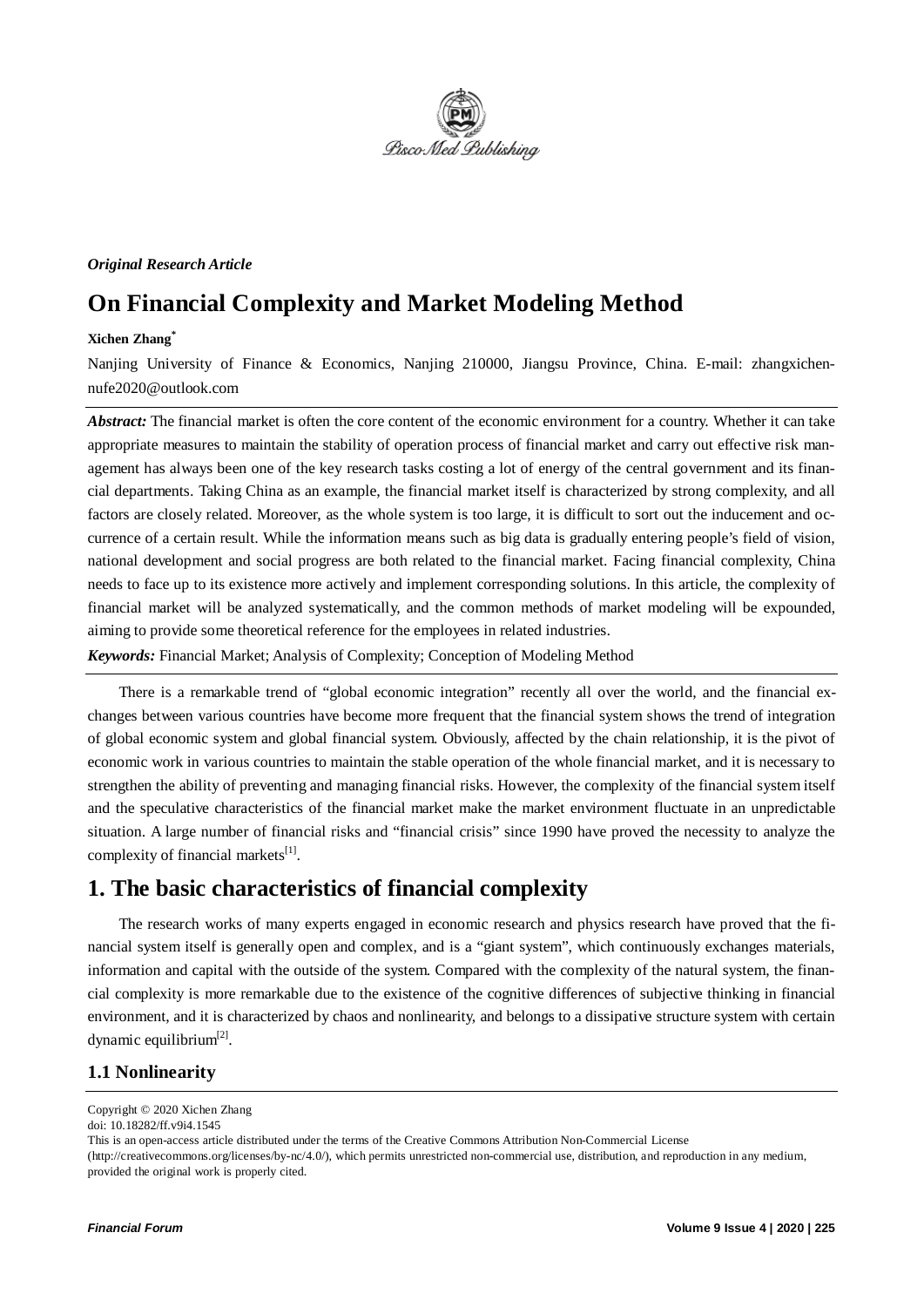*Original Research Article*

# On Financial Complexity and Market Modeling Method

**Xichen Zhang***

Nanjing University of Finance & Economics, Nanjing 210000, Jiangsu Province, China. E-mail: zhangxichen-nufe2020@outlook.com

***Abstract:*** The financial market is often the core content of the economic environment for a country. Whether it can take appropriate measures to maintain the stability of operation process of financial market and carry out effective risk management has always been one of the key research tasks costing a lot of energy of the central government and its financial departments. Taking China as an example, the financial market itself is characterized by strong complexity, and all factors are closely related. Moreover, as the whole system is too large, it is difficult to sort out the inducement and occurrence of a certain result. While the information means such as big data is gradually entering people's field of vision, national development and social progress are both related to the financial market. Facing financial complexity, China needs to face up to its existence more actively and implement corresponding solutions. In this article, the complexity of financial market will be analyzed systematically, and the common methods of market modeling will be expounded, aiming to provide some theoretical reference for the employees in related industries.

***Keywords:*** Financial Market; Analysis of Complexity; Conception of Modeling Method

There is a remarkable trend of "global economic integration" recently all over the world, and the financial exchanges between various countries have become more frequent that the financial system shows the trend of integration of global economic system and global financial system. Obviously, affected by the chain relationship, it is the pivot of economic work in various countries to maintain the stable operation of the whole financial market, and it is necessary to strengthen the ability of preventing and managing financial risks. However, the complexity of the financial system itself and the speculative characteristics of the financial market make the market environment fluctuate in an unpredictable situation. A large number of financial risks and "financial crisis" since 1990 have proved the necessity to analyze the complexity of financial markets[1].

## 1. The basic characteristics of financial complexity

The research works of many experts engaged in economic research and physics research have proved that the financial system itself is generally open and complex, and is a "giant system", which continuously exchanges materials, information and capital with the outside of the system. Compared with the complexity of the natural system, the financial complexity is more remarkable due to the existence of the cognitive differences of subjective thinking in financial environment, and it is characterized by chaos and nonlinearity, and belongs to a dissipative structure system with certain dynamic equilibrium[2].

### 1.1 Nonlinearity

Copyright © 2020 Xichen Zhang
doi: 10.18282/ff.v9i4.1545
This is an open-access article distributed under the terms of the Creative Commons Attribution Non-Commercial License (http://creativecommons.org/licenses/by-nc/4.0/), which permits unrestricted non-commercial use, distribution, and reproduction in any medium, provided the original work is properly cited.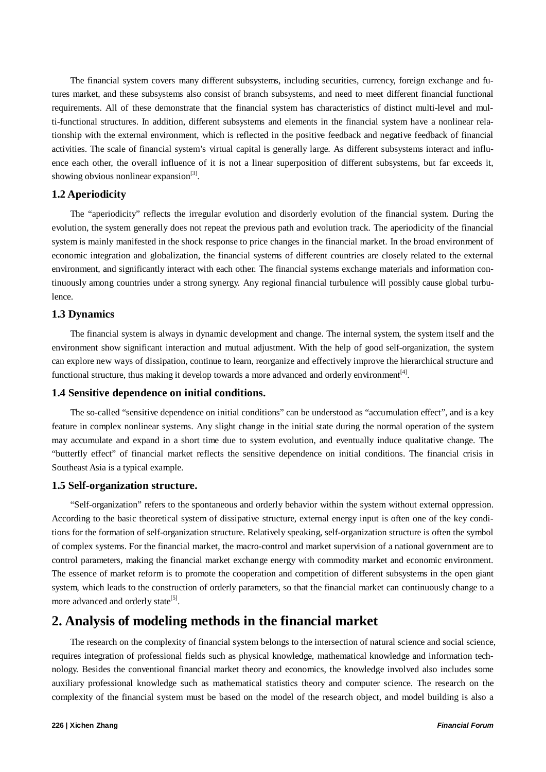The financial system covers many different subsystems, including securities, currency, foreign exchange and futures market, and these subsystems also consist of branch subsystems, and need to meet different financial functional requirements. All of these demonstrate that the financial system has characteristics of distinct multi-level and multi-functional structures. In addition, different subsystems and elements in the financial system have a nonlinear relationship with the external environment, which is reflected in the positive feedback and negative feedback of financial activities. The scale of financial system's virtual capital is generally large. As different subsystems interact and influence each other, the overall influence of it is not a linear superposition of different subsystems, but far exceeds it, showing obvious nonlinear expansion[3].

### 1.2 Aperiodicity

The "aperiodicity" reflects the irregular evolution and disorderly evolution of the financial system. During the evolution, the system generally does not repeat the previous path and evolution track. The aperiodicity of the financial system is mainly manifested in the shock response to price changes in the financial market. In the broad environment of economic integration and globalization, the financial systems of different countries are closely related to the external environment, and significantly interact with each other. The financial systems exchange materials and information continuously among countries under a strong synergy. Any regional financial turbulence will possibly cause global turbulence.

### 1.3 Dynamics

The financial system is always in dynamic development and change. The internal system, the system itself and the environment show significant interaction and mutual adjustment. With the help of good self-organization, the system can explore new ways of dissipation, continue to learn, reorganize and effectively improve the hierarchical structure and functional structure, thus making it develop towards a more advanced and orderly environment[4].

### 1.4 Sensitive dependence on initial conditions.

The so-called "sensitive dependence on initial conditions" can be understood as "accumulation effect", and is a key feature in complex nonlinear systems. Any slight change in the initial state during the normal operation of the system may accumulate and expand in a short time due to system evolution, and eventually induce qualitative change. The "butterfly effect" of financial market reflects the sensitive dependence on initial conditions. The financial crisis in Southeast Asia is a typical example.

### 1.5 Self-organization structure.

"Self-organization" refers to the spontaneous and orderly behavior within the system without external oppression. According to the basic theoretical system of dissipative structure, external energy input is often one of the key conditions for the formation of self-organization structure. Relatively speaking, self-organization structure is often the symbol of complex systems. For the financial market, the macro-control and market supervision of a national government are to control parameters, making the financial market exchange energy with commodity market and economic environment. The essence of market reform is to promote the cooperation and competition of different subsystems in the open giant system, which leads to the construction of orderly parameters, so that the financial market can continuously change to a more advanced and orderly state[5].

## 2. Analysis of modeling methods in the financial market

The research on the complexity of financial system belongs to the intersection of natural science and social science, requires integration of professional fields such as physical knowledge, mathematical knowledge and information technology. Besides the conventional financial market theory and economics, the knowledge involved also includes some auxiliary professional knowledge such as mathematical statistics theory and computer science. The research on the complexity of the financial system must be based on the model of the research object, and model building is also a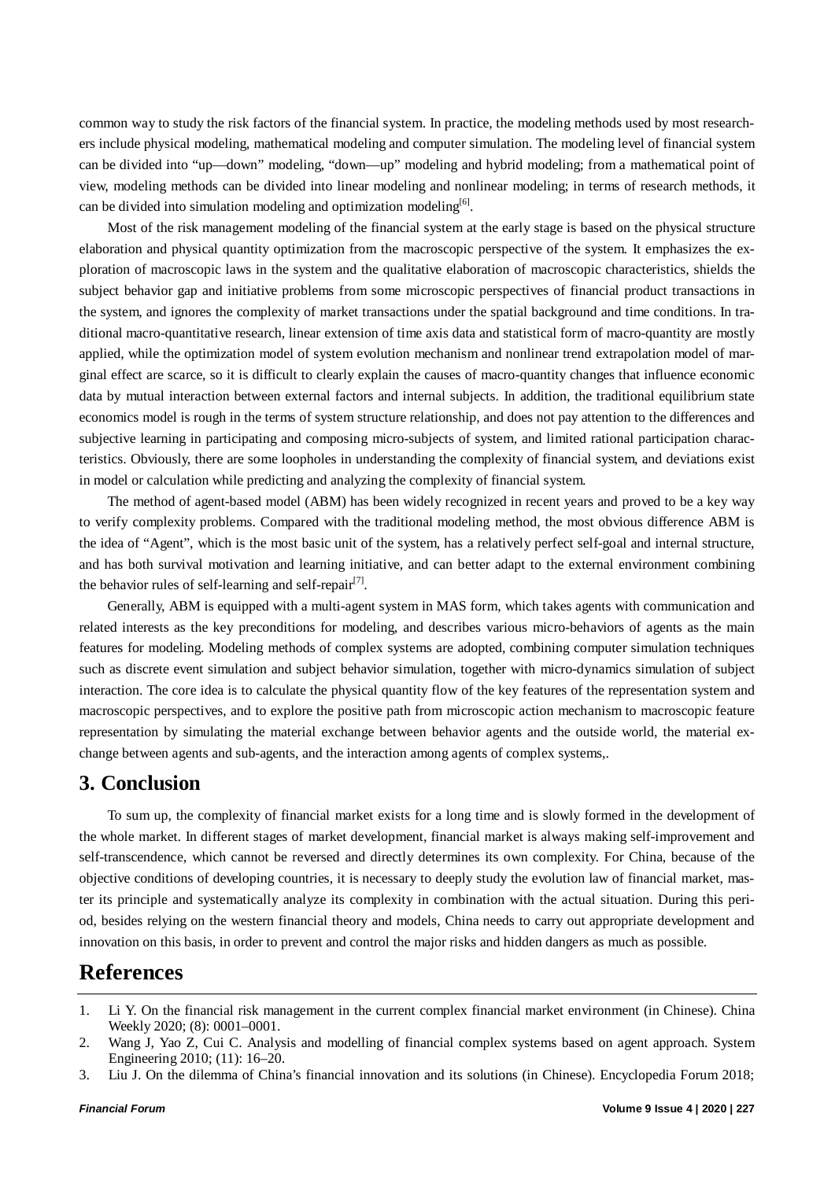common way to study the risk factors of the financial system. In practice, the modeling methods used by most researchers include physical modeling, mathematical modeling and computer simulation. The modeling level of financial system can be divided into "up—down" modeling, "down—up" modeling and hybrid modeling; from a mathematical point of view, modeling methods can be divided into linear modeling and nonlinear modeling; in terms of research methods, it can be divided into simulation modeling and optimization modeling[6].

Most of the risk management modeling of the financial system at the early stage is based on the physical structure elaboration and physical quantity optimization from the macroscopic perspective of the system. It emphasizes the exploration of macroscopic laws in the system and the qualitative elaboration of macroscopic characteristics, shields the subject behavior gap and initiative problems from some microscopic perspectives of financial product transactions in the system, and ignores the complexity of market transactions under the spatial background and time conditions. In traditional macro-quantitative research, linear extension of time axis data and statistical form of macro-quantity are mostly applied, while the optimization model of system evolution mechanism and nonlinear trend extrapolation model of marginal effect are scarce, so it is difficult to clearly explain the causes of macro-quantity changes that influence economic data by mutual interaction between external factors and internal subjects. In addition, the traditional equilibrium state economics model is rough in the terms of system structure relationship, and does not pay attention to the differences and subjective learning in participating and composing micro-subjects of system, and limited rational participation characteristics. Obviously, there are some loopholes in understanding the complexity of financial system, and deviations exist in model or calculation while predicting and analyzing the complexity of financial system.

The method of agent-based model (ABM) has been widely recognized in recent years and proved to be a key way to verify complexity problems. Compared with the traditional modeling method, the most obvious difference ABM is the idea of "Agent", which is the most basic unit of the system, has a relatively perfect self-goal and internal structure, and has both survival motivation and learning initiative, and can better adapt to the external environment combining the behavior rules of self-learning and self-repair[7].

Generally, ABM is equipped with a multi-agent system in MAS form, which takes agents with communication and related interests as the key preconditions for modeling, and describes various micro-behaviors of agents as the main features for modeling. Modeling methods of complex systems are adopted, combining computer simulation techniques such as discrete event simulation and subject behavior simulation, together with micro-dynamics simulation of subject interaction. The core idea is to calculate the physical quantity flow of the key features of the representation system and macroscopic perspectives, and to explore the positive path from microscopic action mechanism to macroscopic feature representation by simulating the material exchange between behavior agents and the outside world, the material exchange between agents and sub-agents, and the interaction among agents of complex systems,.

## 3. Conclusion

To sum up, the complexity of financial market exists for a long time and is slowly formed in the development of the whole market. In different stages of market development, financial market is always making self-improvement and self-transcendence, which cannot be reversed and directly determines its own complexity. For China, because of the objective conditions of developing countries, it is necessary to deeply study the evolution law of financial market, master its principle and systematically analyze its complexity in combination with the actual situation. During this period, besides relying on the western financial theory and models, China needs to carry out appropriate development and innovation on this basis, in order to prevent and control the major risks and hidden dangers as much as possible.

## References

1. Li Y. On the financial risk management in the current complex financial market environment (in Chinese). China Weekly 2020; (8): 0001–0001.
2. Wang J, Yao Z, Cui C. Analysis and modelling of financial complex systems based on agent approach. System Engineering 2010; (11): 16–20.
3. Liu J. On the dilemma of China's financial innovation and its solutions (in Chinese). Encyclopedia Forum 2018;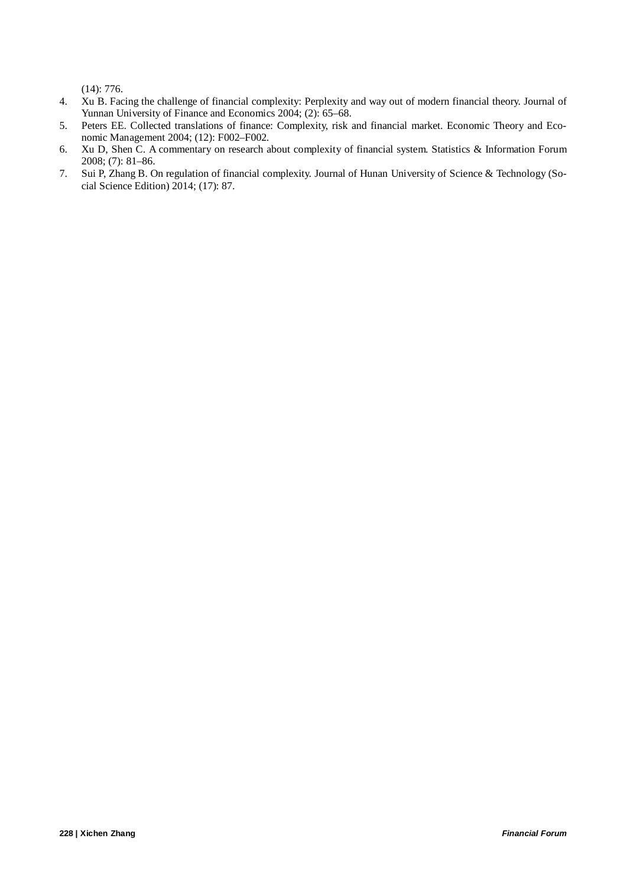(14): 776.

4. Xu B. Facing the challenge of financial complexity: Perplexity and way out of modern financial theory. Journal of Yunnan University of Finance and Economics 2004; (2): 65–68.
5. Peters EE. Collected translations of finance: Complexity, risk and financial market. Economic Theory and Economic Management 2004; (12): F002–F002.
6. Xu D, Shen C. A commentary on research about complexity of financial system. Statistics & Information Forum 2008; (7): 81–86.
7. Sui P, Zhang B. On regulation of financial complexity. Journal of Hunan University of Science & Technology (Social Science Edition) 2014; (17): 87.